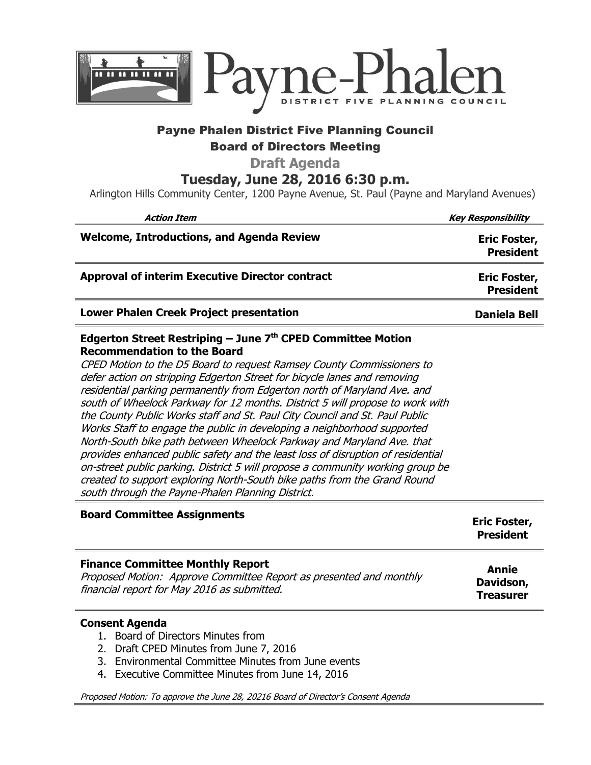# Payne-Phalen

DISTRICT FIVE PLANNING COUNCIL

## Payne Phalen District Five Planning Council

## Board of Directors Meeting

### Draft Agenda

### Tuesday, June 28, 2016 6:30 p.m.

Arlington Hills Community Center, 1200 Payne Avenue, St. Paul (Payne and Maryland Avenues)

| *Action Item* | *Key Responsibility* |
|---|---|
| **Welcome, Introductions, and Agenda Review** | **Eric Foster, President** |
| **Approval of interim Executive Director contract** | **Eric Foster, President** |
| **Lower Phalen Creek Project presentation** | **Daniela Bell** |
| **Edgerton Street Restriping – June 7th CPED Committee Motion Recommendation to the Board**<br>*CPED Motion to the D5 Board to request Ramsey County Commissioners to defer action on stripping Edgerton Street for bicycle lanes and removing residential parking permanently from Edgerton north of Maryland Ave. and south of Wheelock Parkway for 12 months. District 5 will propose to work with the County Public Works staff and St. Paul City Council and St. Paul Public Works Staff to engage the public in developing a neighborhood supported North-South bike path between Wheelock Parkway and Maryland Ave. that provides enhanced public safety and the least loss of disruption of residential on-street public parking. District 5 will propose a community working group be created to support exploring North-South bike paths from the Grand Round south through the Payne-Phalen Planning District.* | |
| **Board Committee Assignments** | **Eric Foster, President** |
| **Finance Committee Monthly Report**<br>*Proposed Motion: Approve Committee Report as presented and monthly financial report for May 2016 as submitted.* | **Annie Davidson, Treasurer** |

**Consent Agenda**

1. Board of Directors Minutes from
2. Draft CPED Minutes from June 7, 2016
3. Environmental Committee Minutes from June events
4. Executive Committee Minutes from June 14, 2016

*Proposed Motion: To approve the June 28, 20216 Board of Director's Consent Agenda*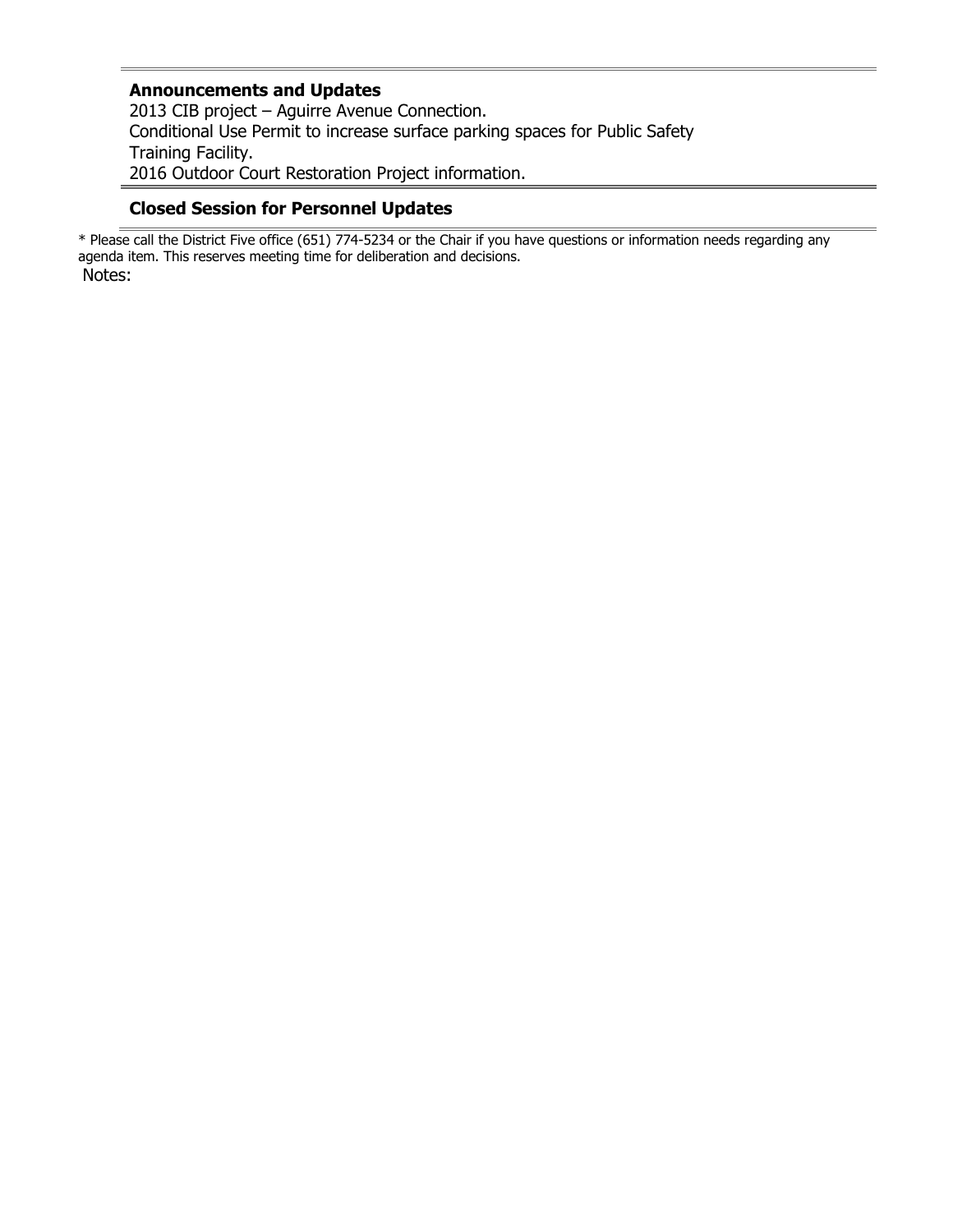### Announcements and Updates

2013 CIB project – Aguirre Avenue Connection.
Conditional Use Permit to increase surface parking spaces for Public Safety Training Facility.
2016 Outdoor Court Restoration Project information.

### Closed Session for Personnel Updates

* Please call the District Five office (651) 774-5234 or the Chair if you have questions or information needs regarding any agenda item. This reserves meeting time for deliberation and decisions.

Notes: